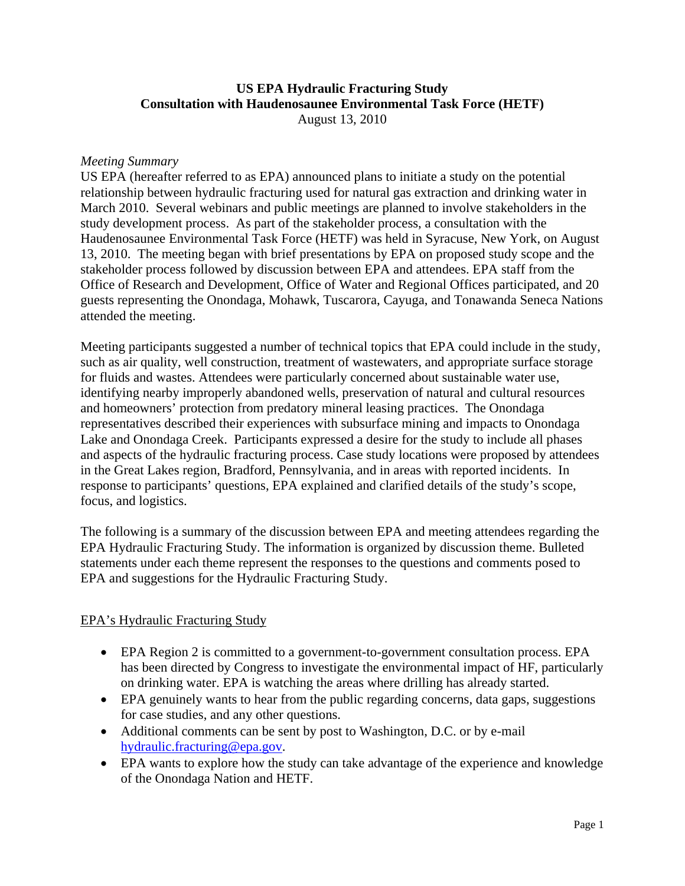**US EPA Hydraulic Fracturing Study**
**Consultation with Haudenosaunee Environmental Task Force (HETF)**
August 13, 2010

*Meeting Summary*

US EPA (hereafter referred to as EPA) announced plans to initiate a study on the potential relationship between hydraulic fracturing used for natural gas extraction and drinking water in March 2010. Several webinars and public meetings are planned to involve stakeholders in the study development process. As part of the stakeholder process, a consultation with the Haudenosaunee Environmental Task Force (HETF) was held in Syracuse, New York, on August 13, 2010. The meeting began with brief presentations by EPA on proposed study scope and the stakeholder process followed by discussion between EPA and attendees. EPA staff from the Office of Research and Development, Office of Water and Regional Offices participated, and 20 guests representing the Onondaga, Mohawk, Tuscarora, Cayuga, and Tonawanda Seneca Nations attended the meeting.

Meeting participants suggested a number of technical topics that EPA could include in the study, such as air quality, well construction, treatment of wastewaters, and appropriate surface storage for fluids and wastes. Attendees were particularly concerned about sustainable water use, identifying nearby improperly abandoned wells, preservation of natural and cultural resources and homeowners' protection from predatory mineral leasing practices. The Onondaga representatives described their experiences with subsurface mining and impacts to Onondaga Lake and Onondaga Creek. Participants expressed a desire for the study to include all phases and aspects of the hydraulic fracturing process. Case study locations were proposed by attendees in the Great Lakes region, Bradford, Pennsylvania, and in areas with reported incidents. In response to participants' questions, EPA explained and clarified details of the study's scope, focus, and logistics.

The following is a summary of the discussion between EPA and meeting attendees regarding the EPA Hydraulic Fracturing Study. The information is organized by discussion theme. Bulleted statements under each theme represent the responses to the questions and comments posed to EPA and suggestions for the Hydraulic Fracturing Study.

## EPA's Hydraulic Fracturing Study

- EPA Region 2 is committed to a government-to-government consultation process. EPA has been directed by Congress to investigate the environmental impact of HF, particularly on drinking water. EPA is watching the areas where drilling has already started.
- EPA genuinely wants to hear from the public regarding concerns, data gaps, suggestions for case studies, and any other questions.
- Additional comments can be sent by post to Washington, D.C. or by e-mail hydraulic.fracturing@epa.gov.
- EPA wants to explore how the study can take advantage of the experience and knowledge of the Onondaga Nation and HETF.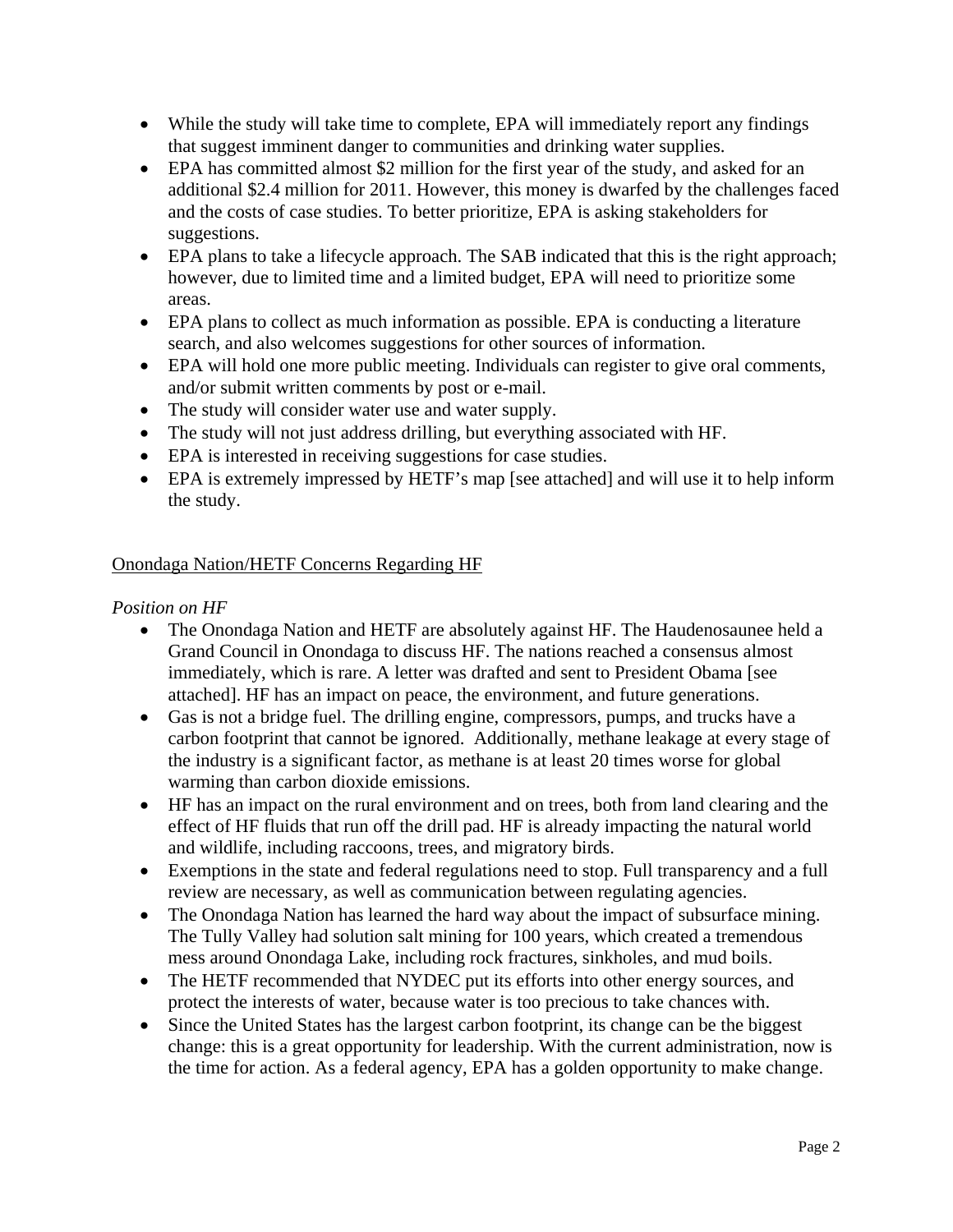- While the study will take time to complete, EPA will immediately report any findings that suggest imminent danger to communities and drinking water supplies.
- EPA has committed almost $2 million for the first year of the study, and asked for an additional $2.4 million for 2011. However, this money is dwarfed by the challenges faced and the costs of case studies. To better prioritize, EPA is asking stakeholders for suggestions.
- EPA plans to take a lifecycle approach. The SAB indicated that this is the right approach; however, due to limited time and a limited budget, EPA will need to prioritize some areas.
- EPA plans to collect as much information as possible. EPA is conducting a literature search, and also welcomes suggestions for other sources of information.
- EPA will hold one more public meeting. Individuals can register to give oral comments, and/or submit written comments by post or e-mail.
- The study will consider water use and water supply.
- The study will not just address drilling, but everything associated with HF.
- EPA is interested in receiving suggestions for case studies.
- EPA is extremely impressed by HETF's map [see attached] and will use it to help inform the study.

<u>Onondaga Nation/HETF Concerns Regarding HF</u>

*Position on HF*

- The Onondaga Nation and HETF are absolutely against HF. The Haudenosaunee held a Grand Council in Onondaga to discuss HF. The nations reached a consensus almost immediately, which is rare. A letter was drafted and sent to President Obama [see attached]. HF has an impact on peace, the environment, and future generations.
- Gas is not a bridge fuel. The drilling engine, compressors, pumps, and trucks have a carbon footprint that cannot be ignored. Additionally, methane leakage at every stage of the industry is a significant factor, as methane is at least 20 times worse for global warming than carbon dioxide emissions.
- HF has an impact on the rural environment and on trees, both from land clearing and the effect of HF fluids that run off the drill pad. HF is already impacting the natural world and wildlife, including raccoons, trees, and migratory birds.
- Exemptions in the state and federal regulations need to stop. Full transparency and a full review are necessary, as well as communication between regulating agencies.
- The Onondaga Nation has learned the hard way about the impact of subsurface mining. The Tully Valley had solution salt mining for 100 years, which created a tremendous mess around Onondaga Lake, including rock fractures, sinkholes, and mud boils.
- The HETF recommended that NYDEC put its efforts into other energy sources, and protect the interests of water, because water is too precious to take chances with.
- Since the United States has the largest carbon footprint, its change can be the biggest change: this is a great opportunity for leadership. With the current administration, now is the time for action. As a federal agency, EPA has a golden opportunity to make change.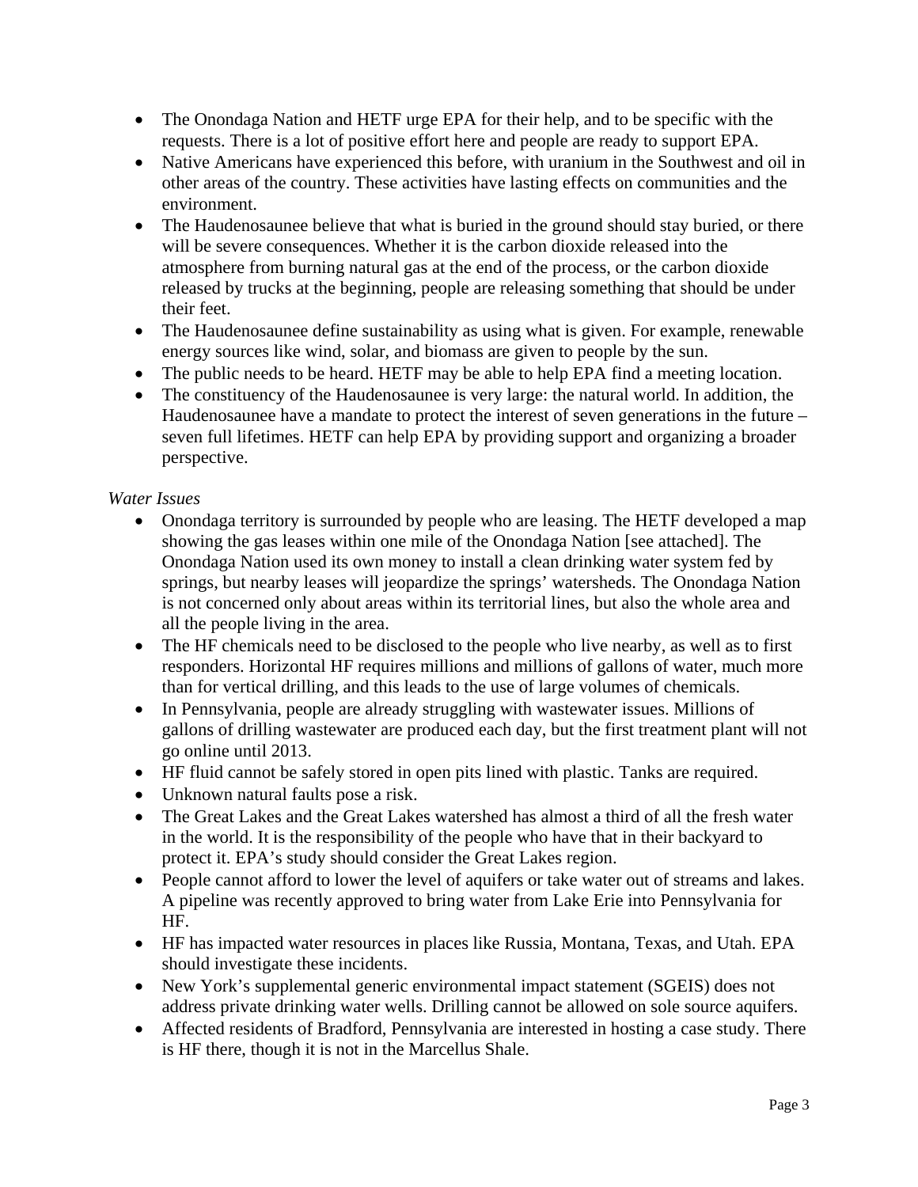- The Onondaga Nation and HETF urge EPA for their help, and to be specific with the requests. There is a lot of positive effort here and people are ready to support EPA.
- Native Americans have experienced this before, with uranium in the Southwest and oil in other areas of the country. These activities have lasting effects on communities and the environment.
- The Haudenosaunee believe that what is buried in the ground should stay buried, or there will be severe consequences. Whether it is the carbon dioxide released into the atmosphere from burning natural gas at the end of the process, or the carbon dioxide released by trucks at the beginning, people are releasing something that should be under their feet.
- The Haudenosaunee define sustainability as using what is given. For example, renewable energy sources like wind, solar, and biomass are given to people by the sun.
- The public needs to be heard. HETF may be able to help EPA find a meeting location.
- The constituency of the Haudenosaunee is very large: the natural world. In addition, the Haudenosaunee have a mandate to protect the interest of seven generations in the future – seven full lifetimes. HETF can help EPA by providing support and organizing a broader perspective.

*Water Issues*

- Onondaga territory is surrounded by people who are leasing. The HETF developed a map showing the gas leases within one mile of the Onondaga Nation [see attached]. The Onondaga Nation used its own money to install a clean drinking water system fed by springs, but nearby leases will jeopardize the springs' watersheds. The Onondaga Nation is not concerned only about areas within its territorial lines, but also the whole area and all the people living in the area.
- The HF chemicals need to be disclosed to the people who live nearby, as well as to first responders. Horizontal HF requires millions and millions of gallons of water, much more than for vertical drilling, and this leads to the use of large volumes of chemicals.
- In Pennsylvania, people are already struggling with wastewater issues. Millions of gallons of drilling wastewater are produced each day, but the first treatment plant will not go online until 2013.
- HF fluid cannot be safely stored in open pits lined with plastic. Tanks are required.
- Unknown natural faults pose a risk.
- The Great Lakes and the Great Lakes watershed has almost a third of all the fresh water in the world. It is the responsibility of the people who have that in their backyard to protect it. EPA's study should consider the Great Lakes region.
- People cannot afford to lower the level of aquifers or take water out of streams and lakes. A pipeline was recently approved to bring water from Lake Erie into Pennsylvania for HF.
- HF has impacted water resources in places like Russia, Montana, Texas, and Utah. EPA should investigate these incidents.
- New York's supplemental generic environmental impact statement (SGEIS) does not address private drinking water wells. Drilling cannot be allowed on sole source aquifers.
- Affected residents of Bradford, Pennsylvania are interested in hosting a case study. There is HF there, though it is not in the Marcellus Shale.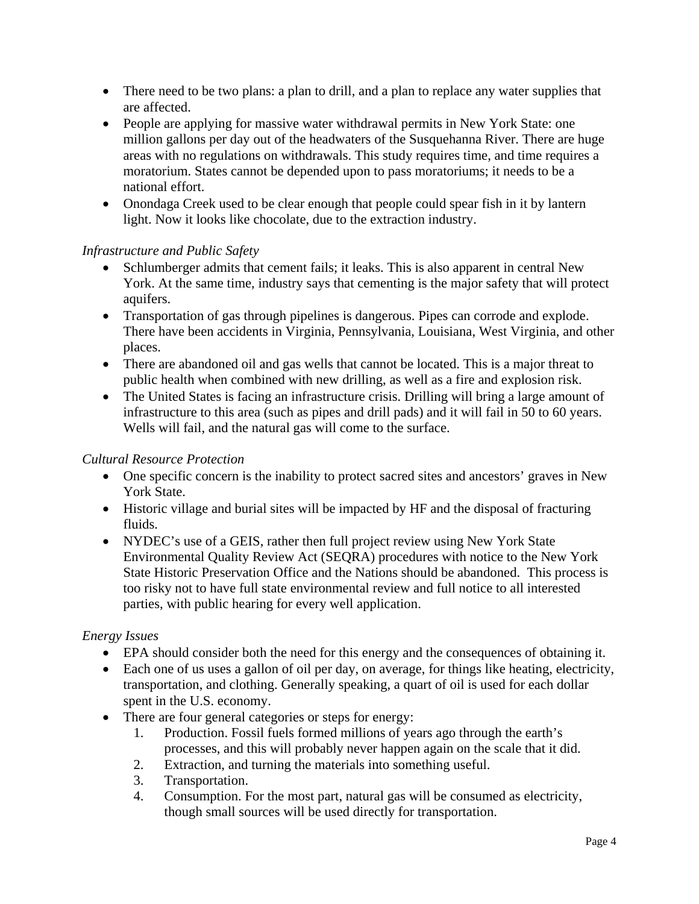- There need to be two plans: a plan to drill, and a plan to replace any water supplies that are affected.
- People are applying for massive water withdrawal permits in New York State: one million gallons per day out of the headwaters of the Susquehanna River. There are huge areas with no regulations on withdrawals. This study requires time, and time requires a moratorium. States cannot be depended upon to pass moratoriums; it needs to be a national effort.
- Onondaga Creek used to be clear enough that people could spear fish in it by lantern light. Now it looks like chocolate, due to the extraction industry.

*Infrastructure and Public Safety*

- Schlumberger admits that cement fails; it leaks. This is also apparent in central New York. At the same time, industry says that cementing is the major safety that will protect aquifers.
- Transportation of gas through pipelines is dangerous. Pipes can corrode and explode. There have been accidents in Virginia, Pennsylvania, Louisiana, West Virginia, and other places.
- There are abandoned oil and gas wells that cannot be located. This is a major threat to public health when combined with new drilling, as well as a fire and explosion risk.
- The United States is facing an infrastructure crisis. Drilling will bring a large amount of infrastructure to this area (such as pipes and drill pads) and it will fail in 50 to 60 years. Wells will fail, and the natural gas will come to the surface.

*Cultural Resource Protection*

- One specific concern is the inability to protect sacred sites and ancestors' graves in New York State.
- Historic village and burial sites will be impacted by HF and the disposal of fracturing fluids.
- NYDEC's use of a GEIS, rather then full project review using New York State Environmental Quality Review Act (SEQRA) procedures with notice to the New York State Historic Preservation Office and the Nations should be abandoned. This process is too risky not to have full state environmental review and full notice to all interested parties, with public hearing for every well application.

*Energy Issues*

- EPA should consider both the need for this energy and the consequences of obtaining it.
- Each one of us uses a gallon of oil per day, on average, for things like heating, electricity, transportation, and clothing. Generally speaking, a quart of oil is used for each dollar spent in the U.S. economy.
- There are four general categories or steps for energy:
  1. Production. Fossil fuels formed millions of years ago through the earth's processes, and this will probably never happen again on the scale that it did.
  2. Extraction, and turning the materials into something useful.
  3. Transportation.
  4. Consumption. For the most part, natural gas will be consumed as electricity, though small sources will be used directly for transportation.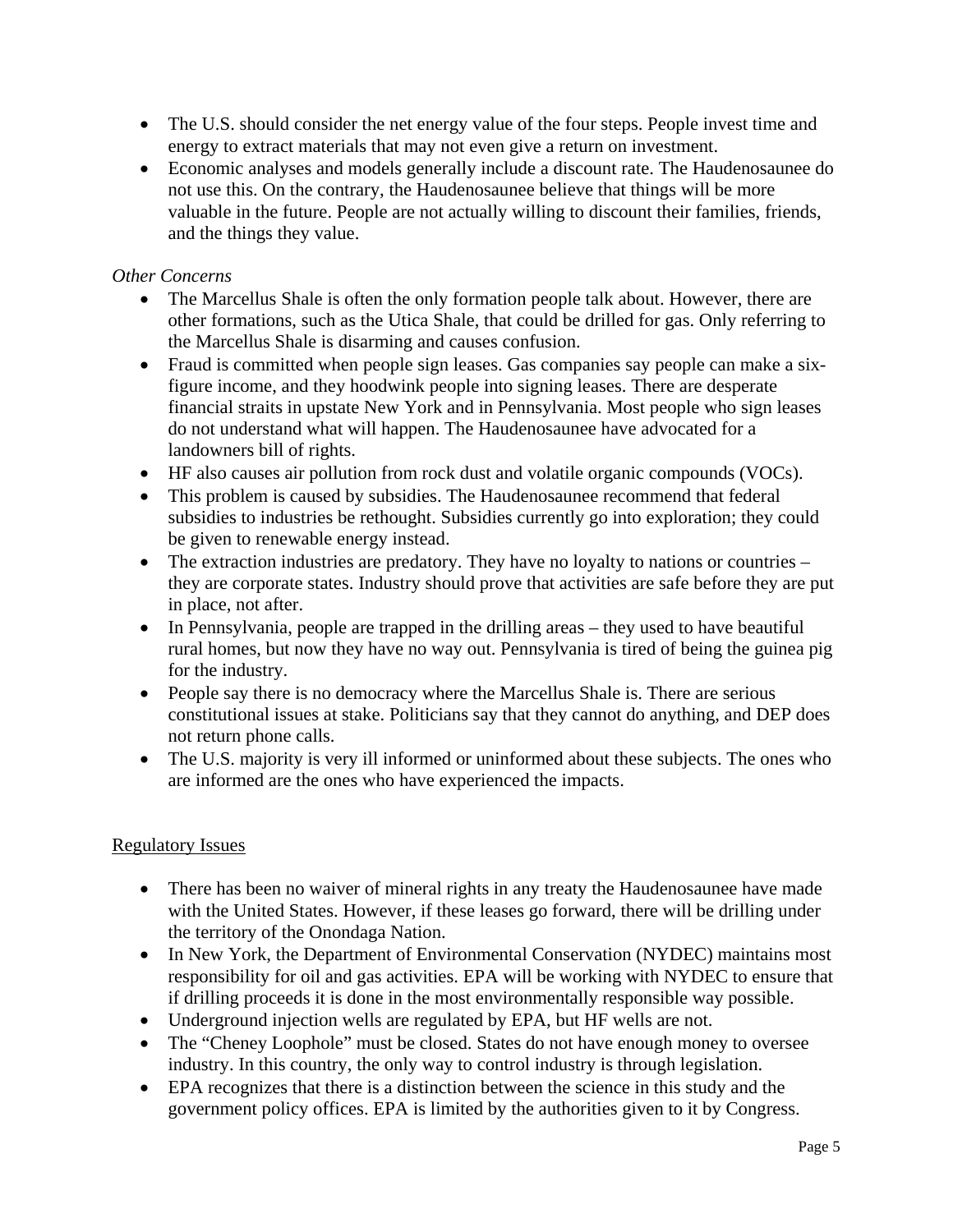- The U.S. should consider the net energy value of the four steps. People invest time and energy to extract materials that may not even give a return on investment.
- Economic analyses and models generally include a discount rate. The Haudenosaunee do not use this. On the contrary, the Haudenosaunee believe that things will be more valuable in the future. People are not actually willing to discount their families, friends, and the things they value.

*Other Concerns*

- The Marcellus Shale is often the only formation people talk about. However, there are other formations, such as the Utica Shale, that could be drilled for gas. Only referring to the Marcellus Shale is disarming and causes confusion.
- Fraud is committed when people sign leases. Gas companies say people can make a six-figure income, and they hoodwink people into signing leases. There are desperate financial straits in upstate New York and in Pennsylvania. Most people who sign leases do not understand what will happen. The Haudenosaunee have advocated for a landowners bill of rights.
- HF also causes air pollution from rock dust and volatile organic compounds (VOCs).
- This problem is caused by subsidies. The Haudenosaunee recommend that federal subsidies to industries be rethought. Subsidies currently go into exploration; they could be given to renewable energy instead.
- The extraction industries are predatory. They have no loyalty to nations or countries – they are corporate states. Industry should prove that activities are safe before they are put in place, not after.
- In Pennsylvania, people are trapped in the drilling areas – they used to have beautiful rural homes, but now they have no way out. Pennsylvania is tired of being the guinea pig for the industry.
- People say there is no democracy where the Marcellus Shale is. There are serious constitutional issues at stake. Politicians say that they cannot do anything, and DEP does not return phone calls.
- The U.S. majority is very ill informed or uninformed about these subjects. The ones who are informed are the ones who have experienced the impacts.

## Regulatory Issues

- There has been no waiver of mineral rights in any treaty the Haudenosaunee have made with the United States. However, if these leases go forward, there will be drilling under the territory of the Onondaga Nation.
- In New York, the Department of Environmental Conservation (NYDEC) maintains most responsibility for oil and gas activities. EPA will be working with NYDEC to ensure that if drilling proceeds it is done in the most environmentally responsible way possible.
- Underground injection wells are regulated by EPA, but HF wells are not.
- The "Cheney Loophole" must be closed. States do not have enough money to oversee industry. In this country, the only way to control industry is through legislation.
- EPA recognizes that there is a distinction between the science in this study and the government policy offices. EPA is limited by the authorities given to it by Congress.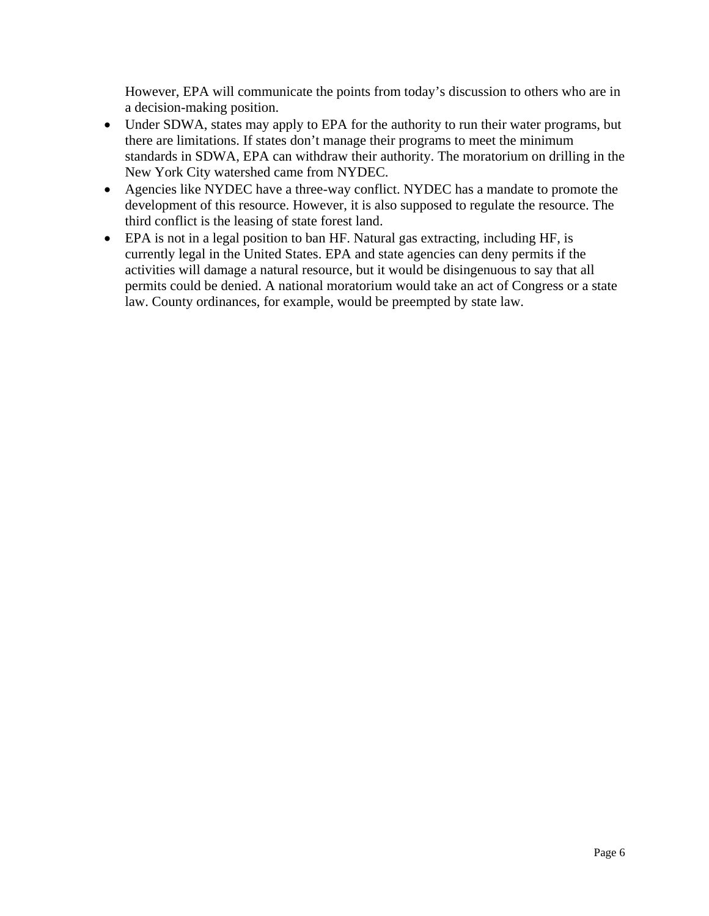However, EPA will communicate the points from today's discussion to others who are in a decision-making position.

- Under SDWA, states may apply to EPA for the authority to run their water programs, but there are limitations. If states don't manage their programs to meet the minimum standards in SDWA, EPA can withdraw their authority. The moratorium on drilling in the New York City watershed came from NYDEC.
- Agencies like NYDEC have a three-way conflict. NYDEC has a mandate to promote the development of this resource. However, it is also supposed to regulate the resource. The third conflict is the leasing of state forest land.
- EPA is not in a legal position to ban HF. Natural gas extracting, including HF, is currently legal in the United States. EPA and state agencies can deny permits if the activities will damage a natural resource, but it would be disingenuous to say that all permits could be denied. A national moratorium would take an act of Congress or a state law. County ordinances, for example, would be preempted by state law.